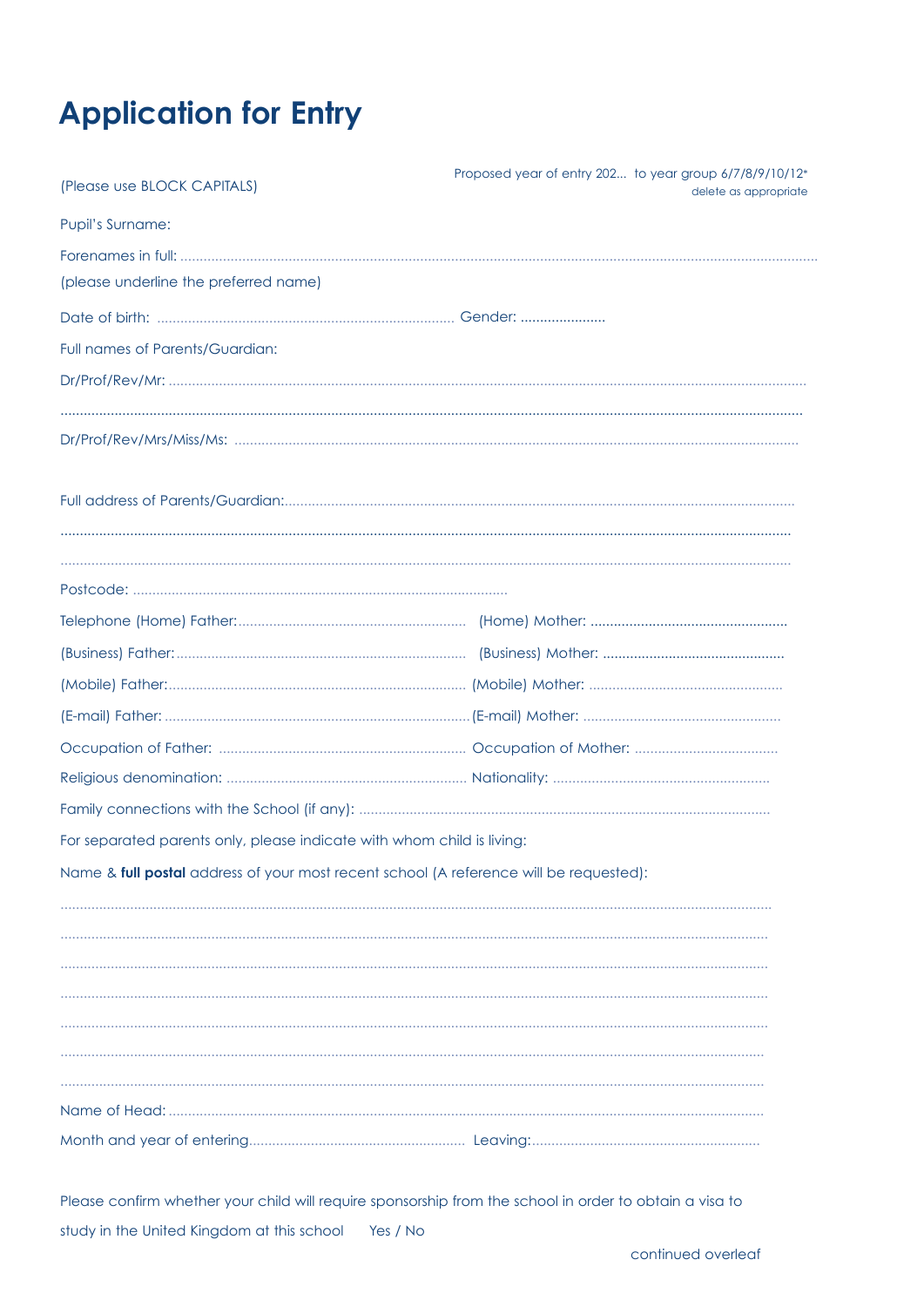# Application for Entry

(Please use BLOCK CAPITALS)

Proposed year of entry 202... to year group 6/7/8/9/10/12*
delete as appropriate

Pupil's Surname:

Forenames in full: ............................................................................................................................................................

(please underline the preferred name)

Date of birth: ............................................................................ Gender: ......................

Full names of Parents/Guardian:

Dr/Prof/Rev/Mr: ............................................................................................................................................................

.....................................................................................................................................................................................

Dr/Prof/Rev/Mrs/Miss/Ms: ..............................................................................................................................................

Full address of Parents/Guardian:.....................................................................................................................................

.....................................................................................................................................................................................

.....................................................................................................................................................................................

Postcode: ................................................................................................

Telephone (Home) Father:.......................................................... (Home) Mother: ..................................................

(Business) Father:........................................................................ (Business) Mother: ..............................................

(Mobile) Father:............................................................................ (Mobile) Mother: .................................................

(E-mail) Father: ..............................................................................(E-mail) Mother: ..................................................

Occupation of Father: ............................................................... Occupation of Mother: ....................................

Religious denomination: ............................................................. Nationality: .......................................................

Family connections with the School (if any): .........................................................................................................

For separated parents only, please indicate with whom child is living:

Name & **full postal** address of your most recent school (A reference will be requested):

.....................................................................................................................................................................................

.....................................................................................................................................................................................

.....................................................................................................................................................................................

.....................................................................................................................................................................................

.....................................................................................................................................................................................

.....................................................................................................................................................................................

.....................................................................................................................................................................................

Name of Head: ..............................................................................................................................................................

Month and year of entering....................................................... Leaving:..........................................................

Please confirm whether your child will require sponsorship from the school in order to obtain a visa to study in the United Kingdom at this school Yes / No

continued overleaf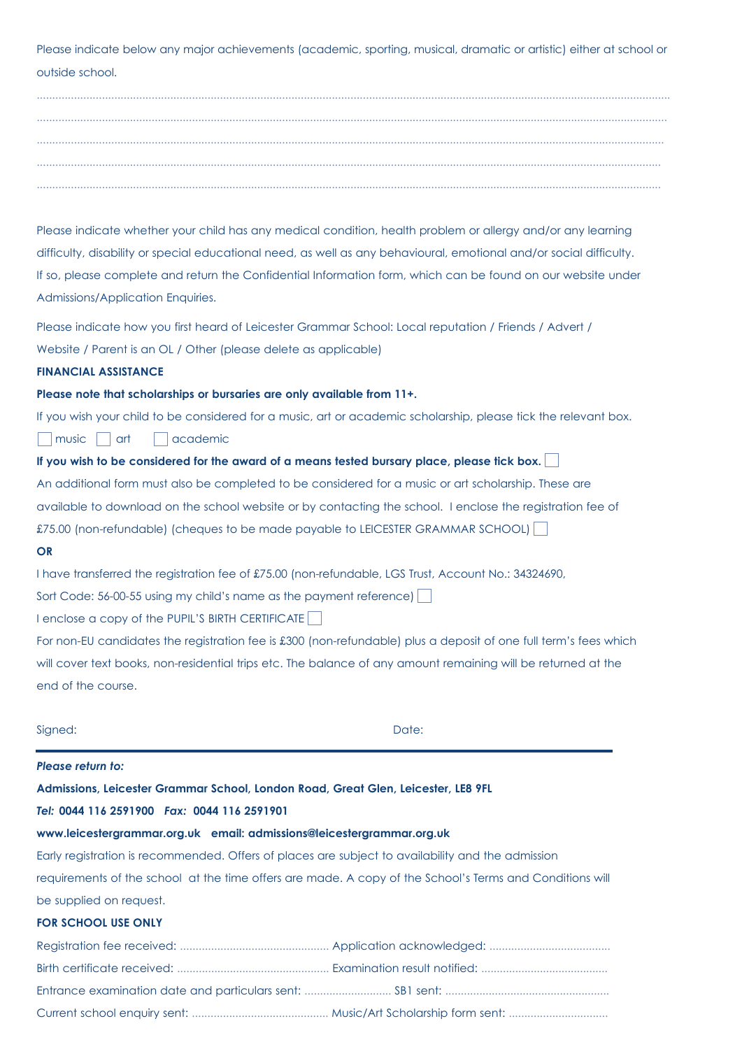Please indicate below any major achievements (academic, sporting, musical, dramatic or artistic) either at school or outside school.

.....................................................................................................................................................................................

.....................................................................................................................................................................................

.....................................................................................................................................................................................

.....................................................................................................................................................................................

.....................................................................................................................................................................................

Please indicate whether your child has any medical condition, health problem or allergy and/or any learning difficulty, disability or special educational need, as well as any behavioural, emotional and/or social difficulty. If so, please complete and return the Confidential Information form, which can be found on our website under Admissions/Application Enquiries.

Please indicate how you first heard of Leicester Grammar School: Local reputation / Friends / Advert / Website / Parent is an OL / Other (please delete as applicable)

**FINANCIAL ASSISTANCE**

**Please note that scholarships or bursaries are only available from 11+.**

If you wish your child to be considered for a music, art or academic scholarship, please tick the relevant box.

☐ music ☐ art ☐ academic

**If you wish to be considered for the award of a means tested bursary place, please tick box.** ☐

An additional form must also be completed to be considered for a music or art scholarship. These are available to download on the school website or by contacting the school. I enclose the registration fee of £75.00 (non-refundable) (cheques to be made payable to LEICESTER GRAMMAR SCHOOL) ☐

**OR**

I have transferred the registration fee of £75.00 (non-refundable, LGS Trust, Account No.: 34324690, Sort Code: 56-00-55 using my child's name as the payment reference) ☐

I enclose a copy of the PUPIL'S BIRTH CERTIFICATE ☐

For non-EU candidates the registration fee is £300 (non-refundable) plus a deposit of one full term's fees which will cover text books, non-residential trips etc. The balance of any amount remaining will be returned at the end of the course.

Signed: Date:

***Please return to:***

**Admissions, Leicester Grammar School, London Road, Great Glen, Leicester, LE8 9FL**

***Tel:*** **0044 116 2591900** ***Fax:*** **0044 116 2591901**

**www.leicestergrammar.org.uk email: admissions@leicestergrammar.org.uk**

Early registration is recommended. Offers of places are subject to availability and the admission requirements of the school at the time offers are made. A copy of the School's Terms and Conditions will be supplied on request.

**FOR SCHOOL USE ONLY**

Registration fee received: ............................................... Application acknowledged: ......................................

Birth certificate received: ................................................ Examination result notified: ........................................

Entrance examination date and particulars sent: ........................... SB1 sent: ....................................................

Current school enquiry sent: ........................................... Music/Art Scholarship form sent: ...............................